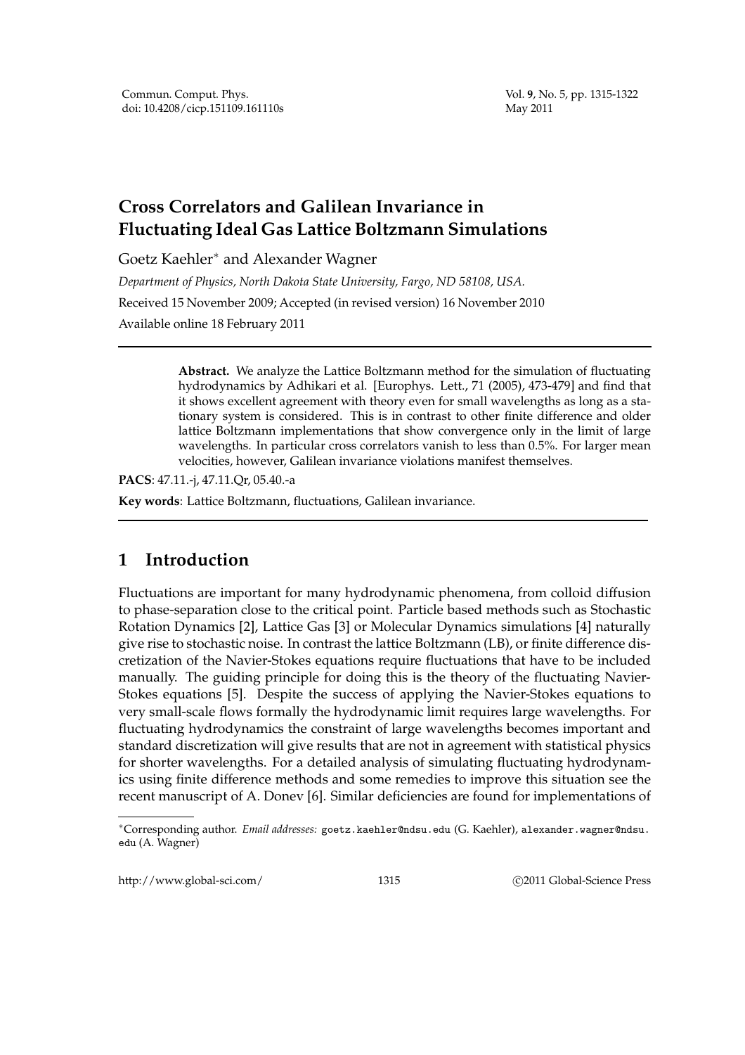# Cross Correlators and Galilean Invariance in Fluctuating Ideal Gas Lattice Boltzmann Simulations

Goetz Kaehler* and Alexander Wagner

*Department of Physics, North Dakota State University, Fargo, ND 58108, USA.*

Received 15 November 2009; Accepted (in revised version) 16 November 2010

Available online 18 February 2011

---

> **Abstract.** We analyze the Lattice Boltzmann method for the simulation of fluctuating hydrodynamics by Adhikari et al. [Europhys. Lett., 71 (2005), 473-479] and find that it shows excellent agreement with theory even for small wavelengths as long as a stationary system is considered. This is in contrast to other finite difference and older lattice Boltzmann implementations that show convergence only in the limit of large wavelengths. In particular cross correlators vanish to less than 0.5%. For larger mean velocities, however, Galilean invariance violations manifest themselves.

**PACS**: 47.11.-j, 47.11.Qr, 05.40.-a

**Key words**: Lattice Boltzmann, fluctuations, Galilean invariance.

---

## 1 Introduction

Fluctuations are important for many hydrodynamic phenomena, from colloid diffusion to phase-separation close to the critical point. Particle based methods such as Stochastic Rotation Dynamics [2], Lattice Gas [3] or Molecular Dynamics simulations [4] naturally give rise to stochastic noise. In contrast the lattice Boltzmann (LB), or finite difference discretization of the Navier-Stokes equations require fluctuations that have to be included manually. The guiding principle for doing this is the theory of the fluctuating Navier-Stokes equations [5]. Despite the success of applying the Navier-Stokes equations to very small-scale flows formally the hydrodynamic limit requires large wavelengths. For fluctuating hydrodynamics the constraint of large wavelengths becomes important and standard discretization will give results that are not in agreement with statistical physics for shorter wavelengths. For a detailed analysis of simulating fluctuating hydrodynamics using finite difference methods and some remedies to improve this situation see the recent manuscript of A. Donev [6]. Similar deficiencies are found for implementations of

---

*Corresponding author. *Email addresses:* goetz.kaehler@ndsu.edu (G. Kaehler), alexander.wagner@ndsu.edu (A. Wagner)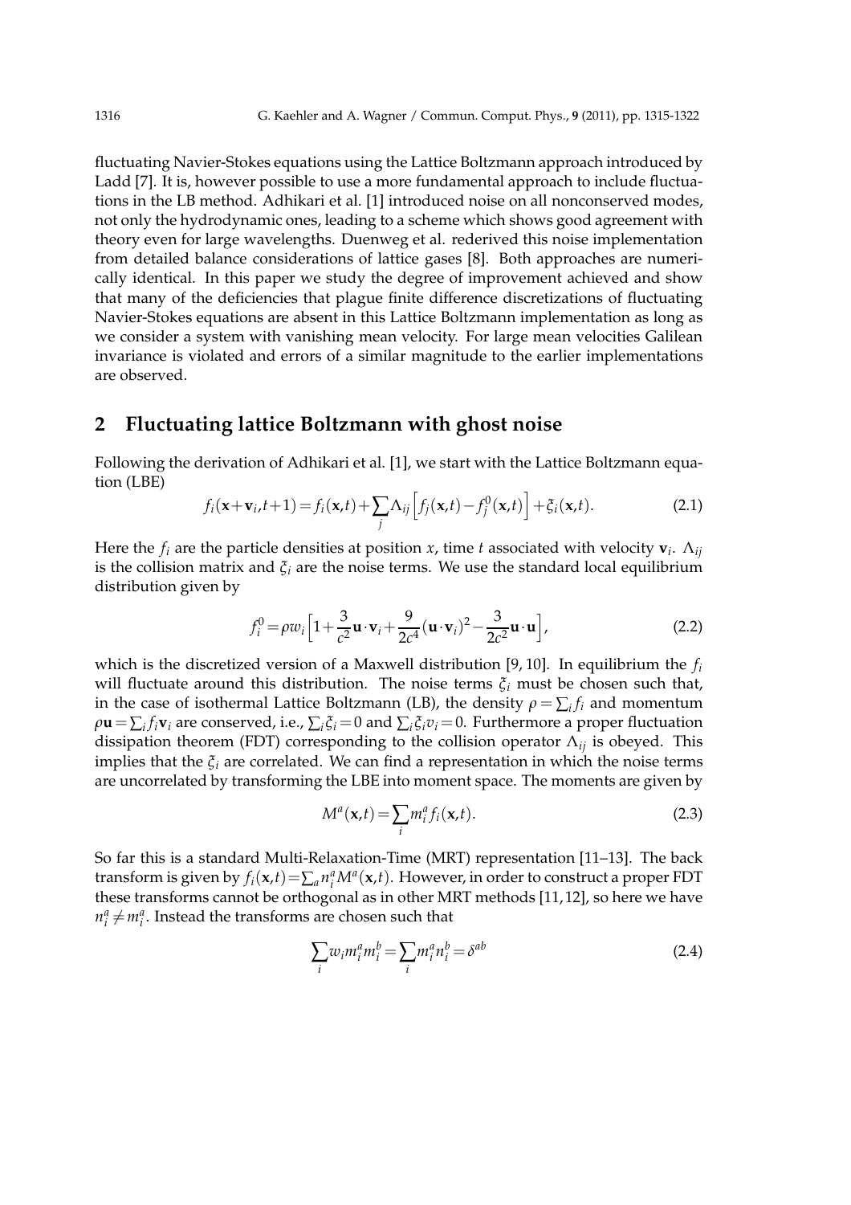fluctuating Navier-Stokes equations using the Lattice Boltzmann approach introduced by Ladd [7]. It is, however possible to use a more fundamental approach to include fluctuations in the LB method. Adhikari et al. [1] introduced noise on all nonconserved modes, not only the hydrodynamic ones, leading to a scheme which shows good agreement with theory even for large wavelengths. Duenweg et al. rederived this noise implementation from detailed balance considerations of lattice gases [8]. Both approaches are numerically identical. In this paper we study the degree of improvement achieved and show that many of the deficiencies that plague finite difference discretizations of fluctuating Navier-Stokes equations are absent in this Lattice Boltzmann implementation as long as we consider a system with vanishing mean velocity. For large mean velocities Galilean invariance is violated and errors of a similar magnitude to the earlier implementations are observed.

## 2 Fluctuating lattice Boltzmann with ghost noise

Following the derivation of Adhikari et al. [1], we start with the Lattice Boltzmann equation (LBE)

$$f_i(\mathbf{x}+\mathbf{v}_i,t+1) = f_i(\mathbf{x},t) + \sum_j \Lambda_{ij}\Big[f_j(\mathbf{x},t) - f_j^0(\mathbf{x},t)\Big] + \xi_i(\mathbf{x},t). \tag{2.1}$$

Here the $f_i$ are the particle densities at position $x$, time $t$ associated with velocity $\mathbf{v}_i$. $\Lambda_{ij}$ is the collision matrix and $\xi_i$ are the noise terms. We use the standard local equilibrium distribution given by

$$f_i^0 = \rho w_i\Big[1 + \frac{3}{c^2}\mathbf{u}\cdot\mathbf{v}_i + \frac{9}{2c^4}(\mathbf{u}\cdot\mathbf{v}_i)^2 - \frac{3}{2c^2}\mathbf{u}\cdot\mathbf{u}\Big], \tag{2.2}$$

which is the discretized version of a Maxwell distribution [9, 10]. In equilibrium the $f_i$ will fluctuate around this distribution. The noise terms $\xi_i$ must be chosen such that, in the case of isothermal Lattice Boltzmann (LB), the density $\rho = \sum_i f_i$ and momentum $\rho\mathbf{u} = \sum_i f_i \mathbf{v}_i$ are conserved, i.e., $\sum_i \xi_i = 0$ and $\sum_i \xi_i v_i = 0$. Furthermore a proper fluctuation dissipation theorem (FDT) corresponding to the collision operator $\Lambda_{ij}$ is obeyed. This implies that the $\xi_i$ are correlated. We can find a representation in which the noise terms are uncorrelated by transforming the LBE into moment space. The moments are given by

$$M^a(\mathbf{x},t) = \sum_i m_i^a f_i(\mathbf{x},t). \tag{2.3}$$

So far this is a standard Multi-Relaxation-Time (MRT) representation [11–13]. The back transform is given by $f_i(\mathbf{x},t) = \sum_a n_i^a M^a(\mathbf{x},t)$. However, in order to construct a proper FDT these transforms cannot be orthogonal as in other MRT methods [11, 12], so here we have $n_i^a \neq m_i^a$. Instead the transforms are chosen such that

$$\sum_i w_i m_i^a m_i^b = \sum_i m_i^a n_i^b = \delta^{ab} \tag{2.4}$$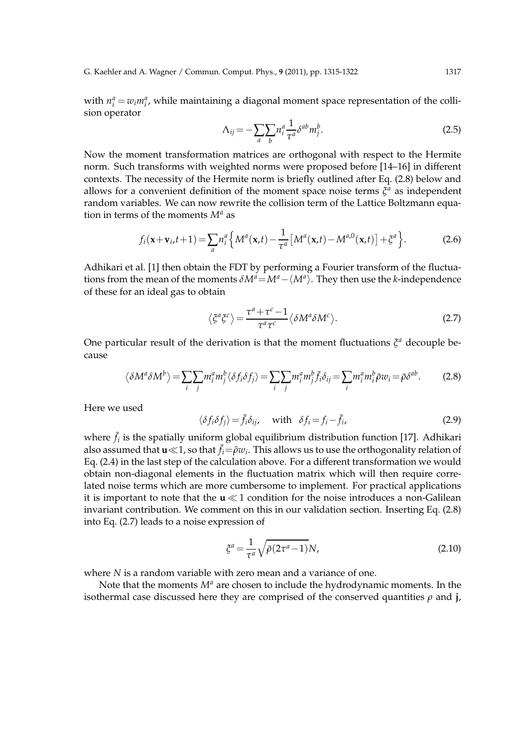with $n_i^a = w_i m_i^a$, while maintaining a diagonal moment space representation of the collision operator

$$\Lambda_{ij} = -\sum_a \sum_b n_i^a \frac{1}{\tau^a} \delta^{ab} m_j^b. \tag{2.5}$$

Now the moment transformation matrices are orthogonal with respect to the Hermite norm. Such transforms with weighted norms were proposed before [14–16] in different contexts. The necessity of the Hermite norm is briefly outlined after Eq. (2.8) below and allows for a convenient definition of the moment space noise terms $\xi^a$ as independent random variables. We can now rewrite the collision term of the Lattice Boltzmann equation in terms of the moments $M^a$ as

$$f_i(\mathbf{x}+\mathbf{v}_i, t+1) = \sum_a n_i^a \Big\{ M^a(\mathbf{x},t) - \frac{1}{\tau^a}\big[M^a(\mathbf{x},t) - M^{a,0}(\mathbf{x},t)\big] + \xi^a \Big\}. \tag{2.6}$$

Adhikari et al. [1] then obtain the FDT by performing a Fourier transform of the fluctuations from the mean of the moments $\delta M^a = M^a - \langle M^a \rangle$. They then use the $k$-independence of these for an ideal gas to obtain

$$\langle \xi^a \xi^c \rangle = \frac{\tau^a + \tau^c - 1}{\tau^a \tau^c} \langle \delta M^a \delta M^c \rangle. \tag{2.7}$$

One particular result of the derivation is that the moment fluctuations $\xi^a$ decouple because

$$\langle \delta M^a \delta M^b \rangle = \sum_i \sum_j m_i^a m_j^b \langle \delta f_i \delta f_j \rangle = \sum_i \sum_j m_i^a m_j^b \bar{f}_i \delta_{ij} = \sum_i m_i^a m_i^b \bar{\rho} w_i = \bar{\rho} \delta^{ab}. \tag{2.8}$$

Here we used

$$\langle \delta f_i \delta f_j \rangle = \bar{f}_i \delta_{ij}, \quad \text{with} \quad \delta f_i = f_i - \bar{f}_i, \tag{2.9}$$

where $\bar{f}_i$ is the spatially uniform global equilibrium distribution function [17]. Adhikari also assumed that $\mathbf{u} \ll 1$, so that $\bar{f}_i = \bar{\rho} w_i$. This allows us to use the orthogonality relation of Eq. (2.4) in the last step of the calculation above. For a different transformation we would obtain non-diagonal elements in the fluctuation matrix which will then require correlated noise terms which are more cumbersome to implement. For practical applications it is important to note that the $\mathbf{u} \ll 1$ condition for the noise introduces a non-Galilean invariant contribution. We comment on this in our validation section. Inserting Eq. (2.8) into Eq. (2.7) leads to a noise expression of

$$\xi^a = \frac{1}{\tau^a} \sqrt{\bar{\rho}(2\tau^a - 1)} N, \tag{2.10}$$

where $N$ is a random variable with zero mean and a variance of one.

Note that the moments $M^a$ are chosen to include the hydrodynamic moments. In the isothermal case discussed here they are comprised of the conserved quantities $\rho$ and $\mathbf{j}$,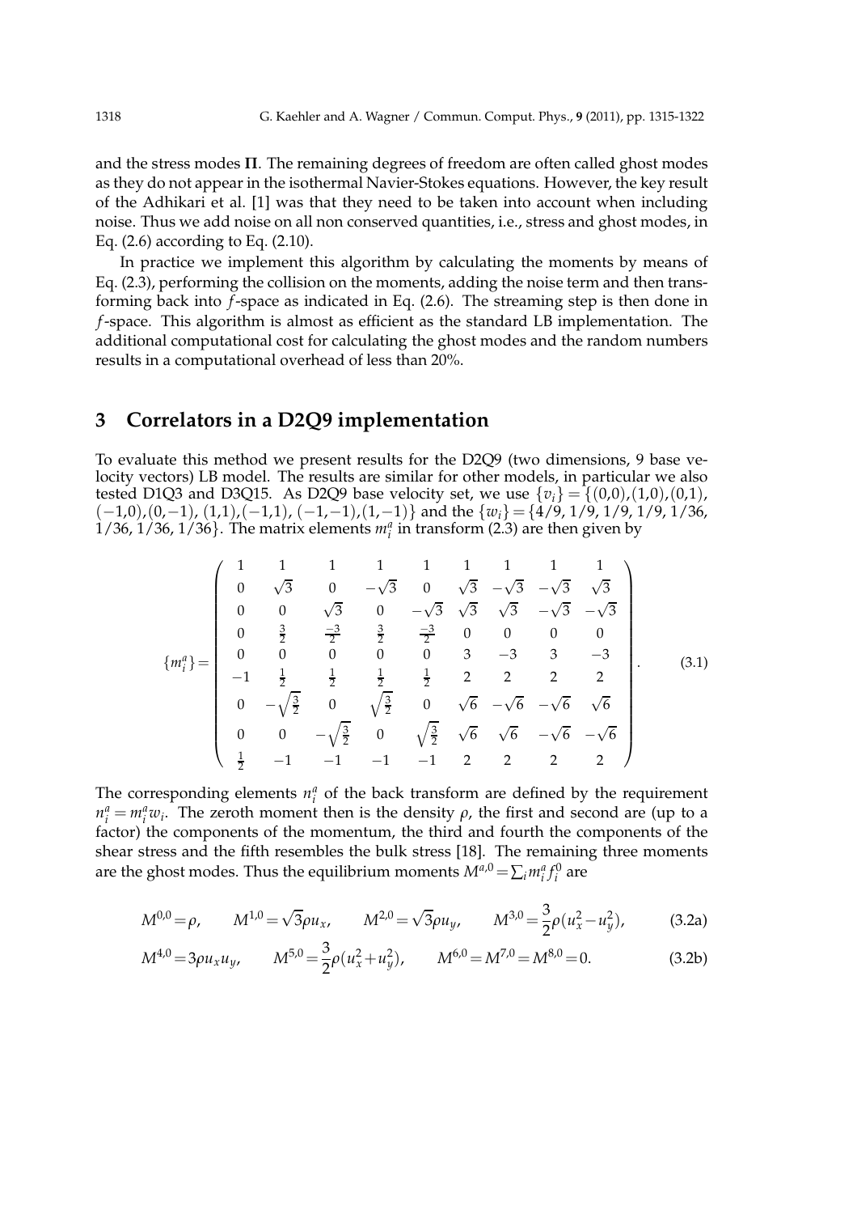and the stress modes $\mathbf{\Pi}$. The remaining degrees of freedom are often called ghost modes as they do not appear in the isothermal Navier-Stokes equations. However, the key result of the Adhikari et al. [1] was that they need to be taken into account when including noise. Thus we add noise on all non conserved quantities, i.e., stress and ghost modes, in Eq. (2.6) according to Eq. (2.10).

In practice we implement this algorithm by calculating the moments by means of Eq. (2.3), performing the collision on the moments, adding the noise term and then transforming back into $f$-space as indicated in Eq. (2.6). The streaming step is then done in $f$-space. This algorithm is almost as efficient as the standard LB implementation. The additional computational cost for calculating the ghost modes and the random numbers results in a computational overhead of less than 20%.

## 3 Correlators in a D2Q9 implementation

To evaluate this method we present results for the D2Q9 (two dimensions, 9 base velocity vectors) LB model. The results are similar for other models, in particular we also tested D1Q3 and D3Q15. As D2Q9 base velocity set, we use $\{v_i\} = \{(0,0),(1,0),(0,1),(-1,0),(0,-1),(1,1),(-1,1),(-1,-1),(1,-1)\}$ and the $\{w_i\} = \{4/9, 1/9, 1/9, 1/9, 1/36, 1/36, 1/36, 1/36\}$. The matrix elements $m_i^a$ in transform (2.3) are then given by

$$
\{m_i^a\} = \begin{pmatrix}
1 & 1 & 1 & 1 & 1 & 1 & 1 & 1 & 1 \\
0 & \sqrt{3} & 0 & -\sqrt{3} & 0 & \sqrt{3} & -\sqrt{3} & -\sqrt{3} & \sqrt{3} \\
0 & 0 & \sqrt{3} & 0 & -\sqrt{3} & \sqrt{3} & \sqrt{3} & -\sqrt{3} & -\sqrt{3} \\
0 & \frac{3}{2} & \frac{-3}{2} & \frac{3}{2} & \frac{-3}{2} & 0 & 0 & 0 & 0 \\
0 & 0 & 0 & 0 & 0 & 3 & -3 & 3 & -3 \\
-1 & \frac{1}{2} & \frac{1}{2} & \frac{1}{2} & \frac{1}{2} & 2 & 2 & 2 & 2 \\
0 & -\sqrt{\frac{3}{2}} & 0 & \sqrt{\frac{3}{2}} & 0 & \sqrt{6} & -\sqrt{6} & -\sqrt{6} & \sqrt{6} \\
0 & 0 & -\sqrt{\frac{3}{2}} & 0 & \sqrt{\frac{3}{2}} & \sqrt{6} & \sqrt{6} & -\sqrt{6} & -\sqrt{6} \\
\frac{1}{2} & -1 & -1 & -1 & -1 & 2 & 2 & 2 & 2
\end{pmatrix}. \tag{3.1}
$$

The corresponding elements $n_i^a$ of the back transform are defined by the requirement $n_i^a = m_i^a w_i$. The zeroth moment then is the density $\rho$, the first and second are (up to a factor) the components of the momentum, the third and fourth the components of the shear stress and the fifth resembles the bulk stress [18]. The remaining three moments are the ghost modes. Thus the equilibrium moments $M^{a,0} = \sum_i m_i^a f_i^0$ are

$$
M^{0,0} = \rho, \qquad M^{1,0} = \sqrt{3}\rho u_x, \qquad M^{2,0} = \sqrt{3}\rho u_y, \qquad M^{3,0} = \frac{3}{2}\rho(u_x^2 - u_y^2), \tag{3.2a}
$$

$$
M^{4,0} = 3\rho u_x u_y, \qquad M^{5,0} = \frac{3}{2}\rho(u_x^2 + u_y^2), \qquad M^{6,0} = M^{7,0} = M^{8,0} = 0. \tag{3.2b}
$$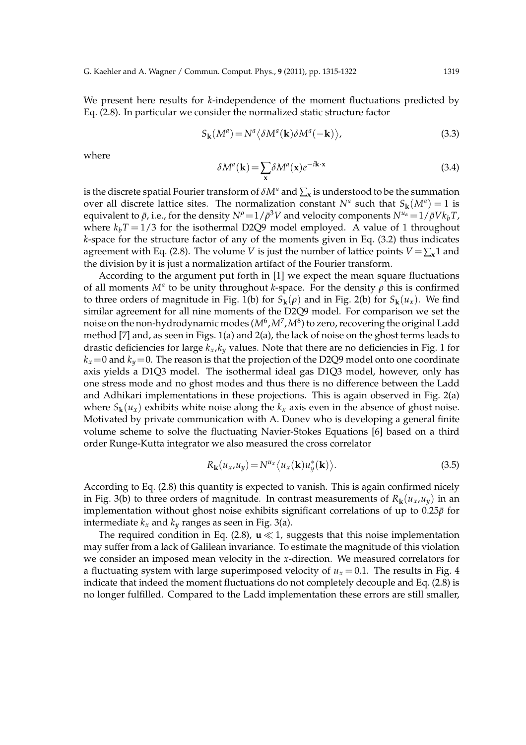We present here results for $k$-independence of the moment fluctuations predicted by Eq. (2.8). In particular we consider the normalized static structure factor

$$S_{\mathbf{k}}(M^a) = N^a \langle \delta M^a(\mathbf{k}) \delta M^a(-\mathbf{k}) \rangle, \tag{3.3}$$

where

$$\delta M^a(\mathbf{k}) = \sum_{\mathbf{x}} \delta M^a(\mathbf{x}) e^{-i\mathbf{k}\cdot\mathbf{x}} \tag{3.4}$$

is the discrete spatial Fourier transform of $\delta M^a$ and $\sum_{\mathbf{x}}$ is understood to be the summation over all discrete lattice sites. The normalization constant $N^a$ such that $S_{\mathbf{k}}(M^a) = 1$ is equivalent to $\bar{\rho}$, i.e., for the density $N^\rho = 1/\bar{\rho}^3 V$ and velocity components $N^{u_\alpha} = 1/\bar{\rho} V k_b T$, where $k_b T = 1/3$ for the isothermal D2Q9 model employed. A value of 1 throughout $k$-space for the structure factor of any of the moments given in Eq. (3.2) thus indicates agreement with Eq. (2.8). The volume $V$ is just the number of lattice points $V = \sum_{\mathbf{x}} 1$ and the division by it is just a normalization artifact of the Fourier transform.

According to the argument put forth in [1] we expect the mean square fluctuations of all moments $M^a$ to be unity throughout $k$-space. For the density $\rho$ this is confirmed to three orders of magnitude in Fig. 1(b) for $S_{\mathbf{k}}(\rho)$ and in Fig. 2(b) for $S_{\mathbf{k}}(u_x)$. We find similar agreement for all nine moments of the D2Q9 model. For comparison we set the noise on the non-hydrodynamic modes ($M^6, M^7, M^8$) to zero, recovering the original Ladd method [7] and, as seen in Figs. 1(a) and 2(a), the lack of noise on the ghost terms leads to drastic deficiencies for large $k_x, k_y$ values. Note that there are no deficiencies in Fig. 1 for $k_x = 0$ and $k_y = 0$. The reason is that the projection of the D2Q9 model onto one coordinate axis yields a D1Q3 model. The isothermal ideal gas D1Q3 model, however, only has one stress mode and no ghost modes and thus there is no difference between the Ladd and Adhikari implementations in these projections. This is again observed in Fig. 2(a) where $S_{\mathbf{k}}(u_x)$ exhibits white noise along the $k_x$ axis even in the absence of ghost noise. Motivated by private communication with A. Donev who is developing a general finite volume scheme to solve the fluctuating Navier-Stokes Equations [6] based on a third order Runge-Kutta integrator we also measured the cross correlator

$$R_{\mathbf{k}}(u_x, u_y) = N^{u_x} \langle u_x(\mathbf{k}) u_y^*(\mathbf{k}) \rangle. \tag{3.5}$$

According to Eq. (2.8) this quantity is expected to vanish. This is again confirmed nicely in Fig. 3(b) to three orders of magnitude. In contrast measurements of $R_{\mathbf{k}}(u_x, u_y)$ in an implementation without ghost noise exhibits significant correlations of up to $0.25\bar{\rho}$ for intermediate $k_x$ and $k_y$ ranges as seen in Fig. 3(a).

The required condition in Eq. (2.8), $\mathbf{u} \ll 1$, suggests that this noise implementation may suffer from a lack of Galilean invariance. To estimate the magnitude of this violation we consider an imposed mean velocity in the $x$-direction. We measured correlators for a fluctuating system with large superimposed velocity of $u_x = 0.1$. The results in Fig. 4 indicate that indeed the moment fluctuations do not completely decouple and Eq. (2.8) is no longer fulfilled. Compared to the Ladd implementation these errors are still smaller,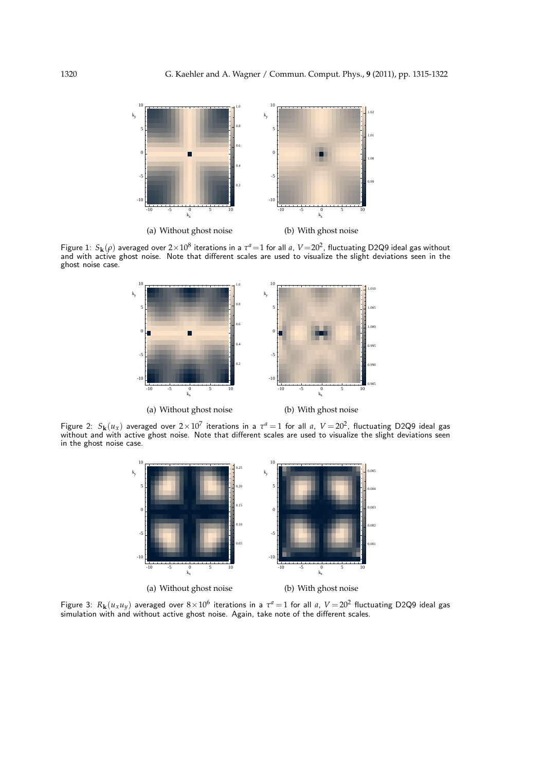(a) Without ghost noise

(b) With ghost noise

Figure 1: $S_{\mathbf{k}}(\rho)$ averaged over $2\times 10^8$ iterations in a $\tau^a = 1$ for all $a$, $V = 20^2$, fluctuating D2Q9 ideal gas without and with active ghost noise. Note that different scales are used to visualize the slight deviations seen in the ghost noise case.

(a) Without ghost noise

(b) With ghost noise

Figure 2: $S_{\mathbf{k}}(u_x)$ averaged over $2\times 10^7$ iterations in a $\tau^a = 1$ for all $a$, $V = 20^2$, fluctuating D2Q9 ideal gas without and with active ghost noise. Note that different scales are used to visualize the slight deviations seen in the ghost noise case.

(a) Without ghost noise

(b) With ghost noise

Figure 3: $R_{\mathbf{k}}(u_x u_y)$ averaged over $8\times 10^6$ iterations in a $\tau^a = 1$ for all $a$, $V = 20^2$ fluctuating D2Q9 ideal gas simulation with and without active ghost noise. Again, take note of the different scales.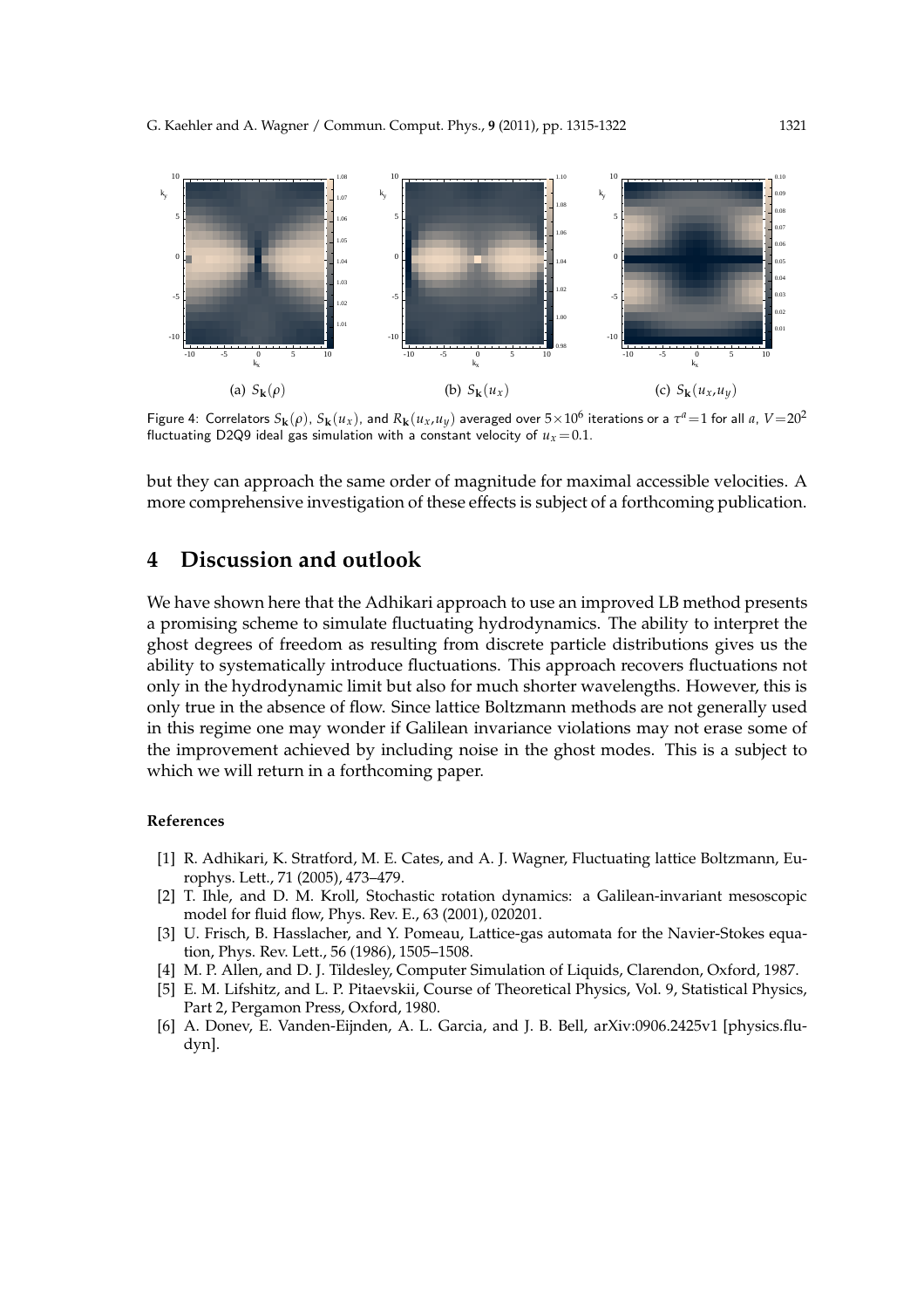(a) $S_{\mathbf{k}}(\rho)$ (b) $S_{\mathbf{k}}(u_x)$ (c) $S_{\mathbf{k}}(u_x,u_y)$

Figure 4: Correlators $S_{\mathbf{k}}(\rho)$, $S_{\mathbf{k}}(u_x)$, and $R_{\mathbf{k}}(u_x,u_y)$ averaged over $5\times 10^6$ iterations or a $\tau^a=1$ for all $a$, $V=20^2$ fluctuating D2Q9 ideal gas simulation with a constant velocity of $u_x=0.1$.

but they can approach the same order of magnitude for maximal accessible velocities. A more comprehensive investigation of these effects is subject of a forthcoming publication.

## 4 Discussion and outlook

We have shown here that the Adhikari approach to use an improved LB method presents a promising scheme to simulate fluctuating hydrodynamics. The ability to interpret the ghost degrees of freedom as resulting from discrete particle distributions gives us the ability to systematically introduce fluctuations. This approach recovers fluctuations not only in the hydrodynamic limit but also for much shorter wavelengths. However, this is only true in the absence of flow. Since lattice Boltzmann methods are not generally used in this regime one may wonder if Galilean invariance violations may not erase some of the improvement achieved by including noise in the ghost modes. This is a subject to which we will return in a forthcoming paper.

### References

[1] R. Adhikari, K. Stratford, M. E. Cates, and A. J. Wagner, Fluctuating lattice Boltzmann, Europhys. Lett., 71 (2005), 473–479.

[2] T. Ihle, and D. M. Kroll, Stochastic rotation dynamics: a Galilean-invariant mesoscopic model for fluid flow, Phys. Rev. E., 63 (2001), 020201.

[3] U. Frisch, B. Hasslacher, and Y. Pomeau, Lattice-gas automata for the Navier-Stokes equation, Phys. Rev. Lett., 56 (1986), 1505–1508.

[4] M. P. Allen, and D. J. Tildesley, Computer Simulation of Liquids, Clarendon, Oxford, 1987.

[5] E. M. Lifshitz, and L. P. Pitaevskii, Course of Theoretical Physics, Vol. 9, Statistical Physics, Part 2, Pergamon Press, Oxford, 1980.

[6] A. Donev, E. Vanden-Eijnden, A. L. Garcia, and J. B. Bell, arXiv:0906.2425v1 [physics.flu-dyn].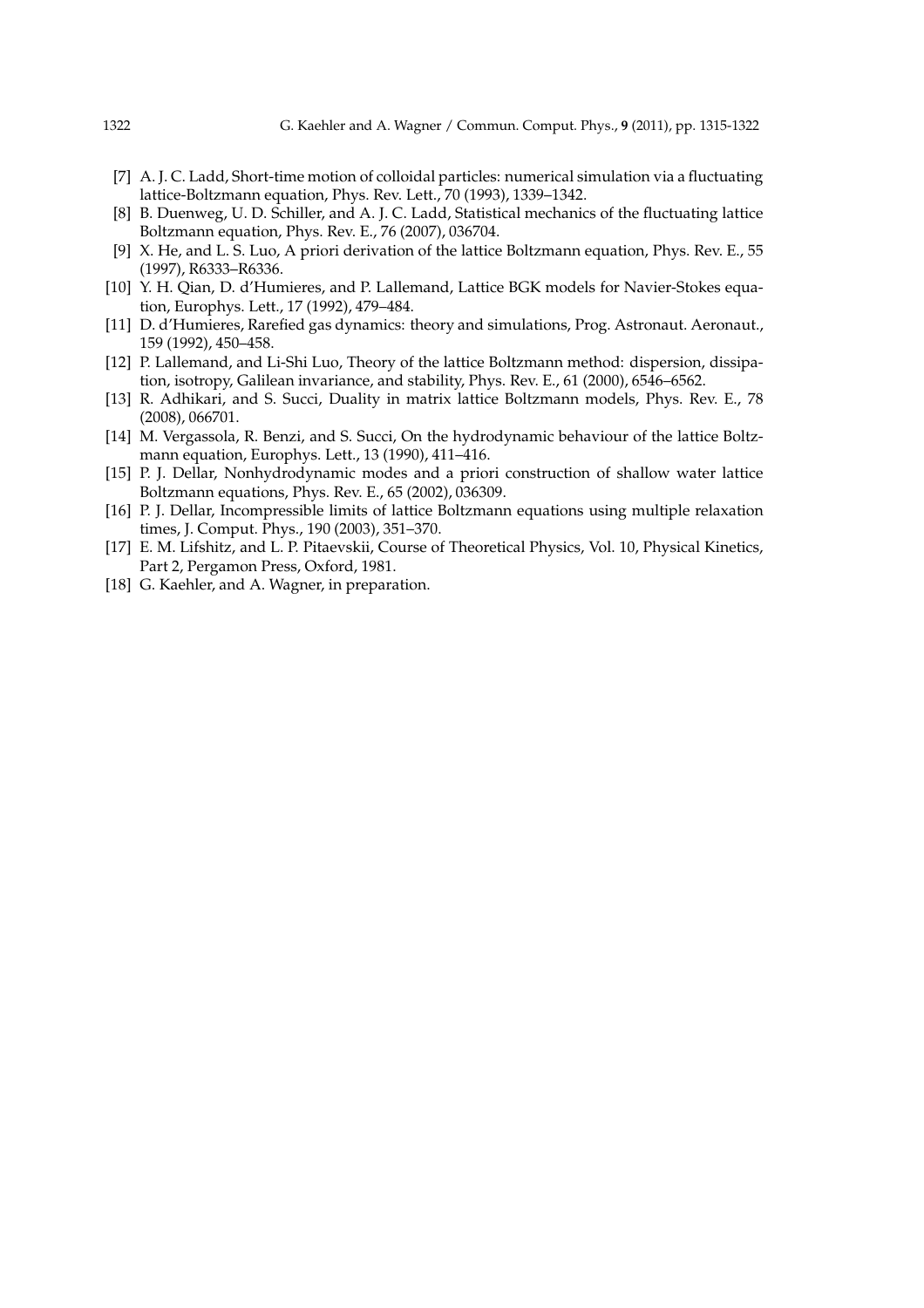[7] A. J. C. Ladd, Short-time motion of colloidal particles: numerical simulation via a fluctuating lattice-Boltzmann equation, Phys. Rev. Lett., 70 (1993), 1339–1342.

[8] B. Duenweg, U. D. Schiller, and A. J. C. Ladd, Statistical mechanics of the fluctuating lattice Boltzmann equation, Phys. Rev. E., 76 (2007), 036704.

[9] X. He, and L. S. Luo, A priori derivation of the lattice Boltzmann equation, Phys. Rev. E., 55 (1997), R6333–R6336.

[10] Y. H. Qian, D. d'Humieres, and P. Lallemand, Lattice BGK models for Navier-Stokes equation, Europhys. Lett., 17 (1992), 479–484.

[11] D. d'Humieres, Rarefied gas dynamics: theory and simulations, Prog. Astronaut. Aeronaut., 159 (1992), 450–458.

[12] P. Lallemand, and Li-Shi Luo, Theory of the lattice Boltzmann method: dispersion, dissipation, isotropy, Galilean invariance, and stability, Phys. Rev. E., 61 (2000), 6546–6562.

[13] R. Adhikari, and S. Succi, Duality in matrix lattice Boltzmann models, Phys. Rev. E., 78 (2008), 066701.

[14] M. Vergassola, R. Benzi, and S. Succi, On the hydrodynamic behaviour of the lattice Boltzmann equation, Europhys. Lett., 13 (1990), 411–416.

[15] P. J. Dellar, Nonhydrodynamic modes and a priori construction of shallow water lattice Boltzmann equations, Phys. Rev. E., 65 (2002), 036309.

[16] P. J. Dellar, Incompressible limits of lattice Boltzmann equations using multiple relaxation times, J. Comput. Phys., 190 (2003), 351–370.

[17] E. M. Lifshitz, and L. P. Pitaevskii, Course of Theoretical Physics, Vol. 10, Physical Kinetics, Part 2, Pergamon Press, Oxford, 1981.

[18] G. Kaehler, and A. Wagner, in preparation.